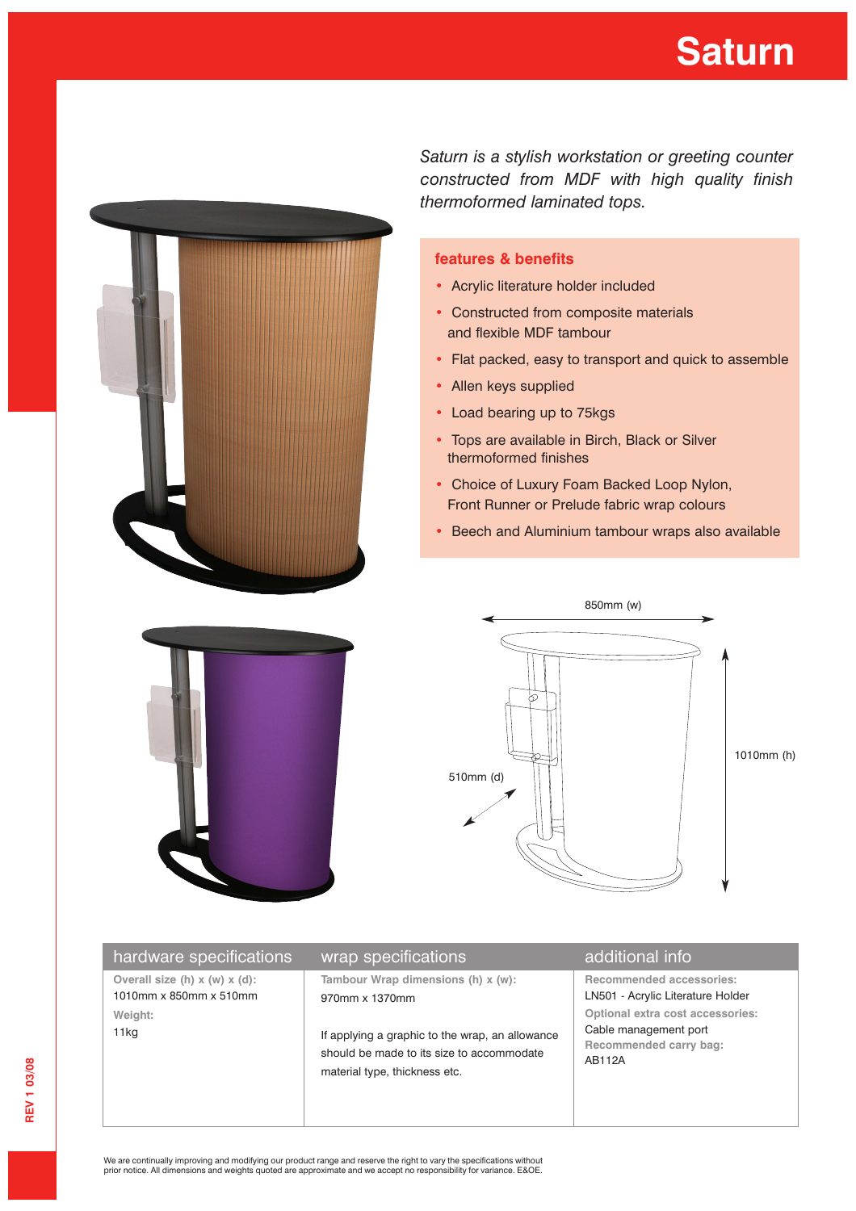# Saturn

*Saturn is a stylish workstation or greeting counter constructed from MDF with high quality finish thermoformed laminated tops.*

## features & benefits

- Acrylic literature holder included
- Constructed from composite materials and flexible MDF tambour
- Flat packed, easy to transport and quick to assemble
- Allen keys supplied
- Load bearing up to 75kgs
- Tops are available in Birch, Black or Silver thermoformed finishes
- Choice of Luxury Foam Backed Loop Nylon, Front Runner or Prelude fabric wrap colours
- Beech and Aluminium tambour wraps also available

850mm (w)

1010mm (h)

510mm (d)

| hardware specifications | wrap specifications | additional info |
|---|---|---|
| **Overall size (h) x (w) x (d):** 1010mm x 850mm x 510mm<br>**Weight:** 11kg | **Tambour Wrap dimensions (h) x (w):** 970mm x 1370mm<br><br>If applying a graphic to the wrap, an allowance should be made to its size to accommodate material type, thickness etc. | **Recommended accessories:** LN501 - Acrylic Literature Holder<br>**Optional extra cost accessories:** Cable management port<br>**Recommended carry bag:** AB112A |

REV 1 03/08

We are continually improving and modifying our product range and reserve the right to vary the specifications without prior notice. All dimensions and weights quoted are approximate and we accept no responsibility for variance. E&OE.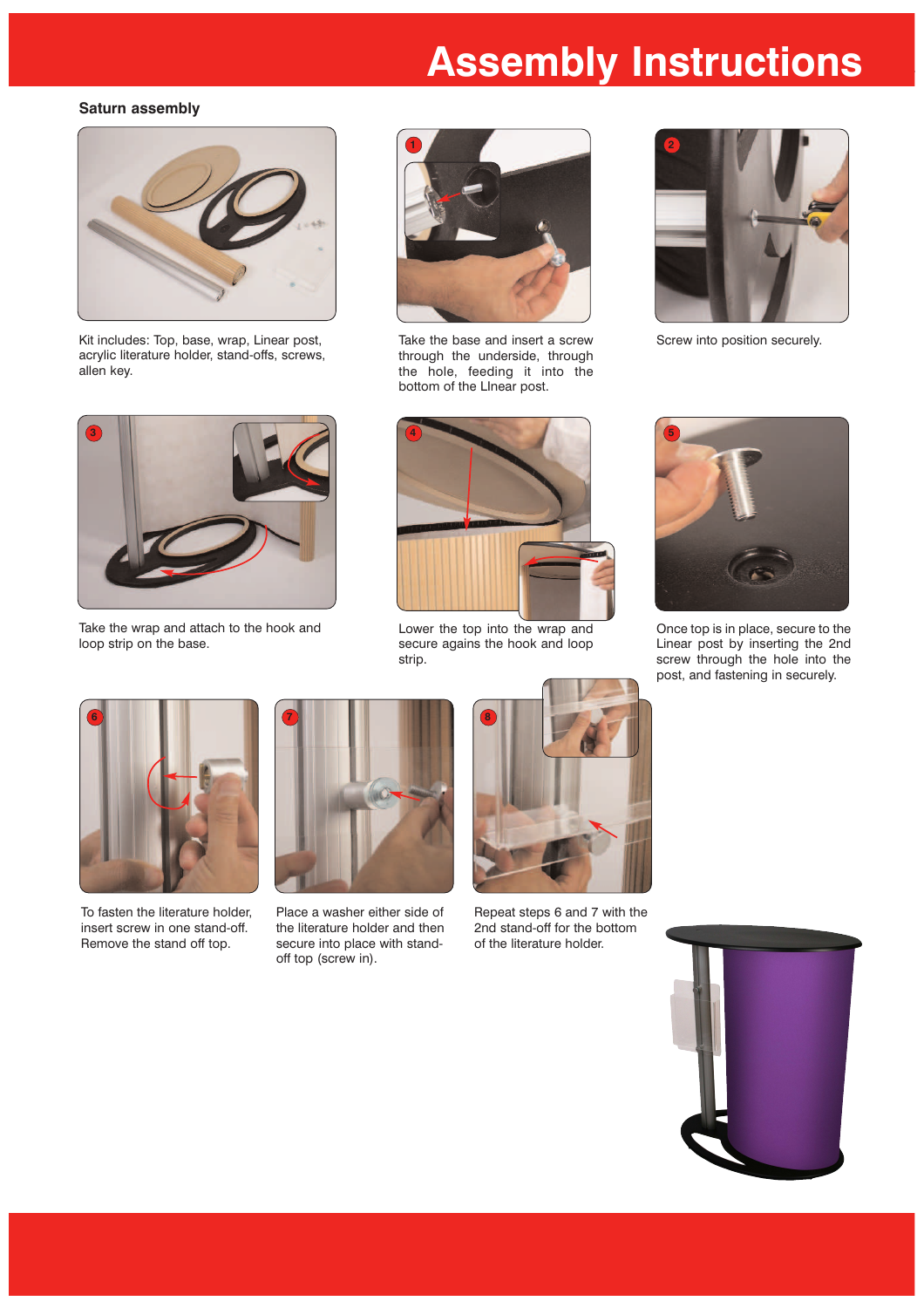# Assembly Instructions

### Saturn assembly

Kit includes: Top, base, wrap, Linear post, acrylic literature holder, stand-offs, screws, allen key.

1. Take the base and insert a screw through the underside, through the hole, feeding it into the bottom of the LInear post.

2. Screw into position securely.

3. Take the wrap and attach to the hook and loop strip on the base.

4. Lower the top into the wrap and secure agains the hook and loop strip.

5. Once top is in place, secure to the Linear post by inserting the 2nd screw through the hole into the post, and fastening in securely.

6. To fasten the literature holder, insert screw in one stand-off. Remove the stand off top.

7. Place a washer either side of the literature holder and then secure into place with stand-off top (screw in).

8. Repeat steps 6 and 7 with the 2nd stand-off for the bottom of the literature holder.